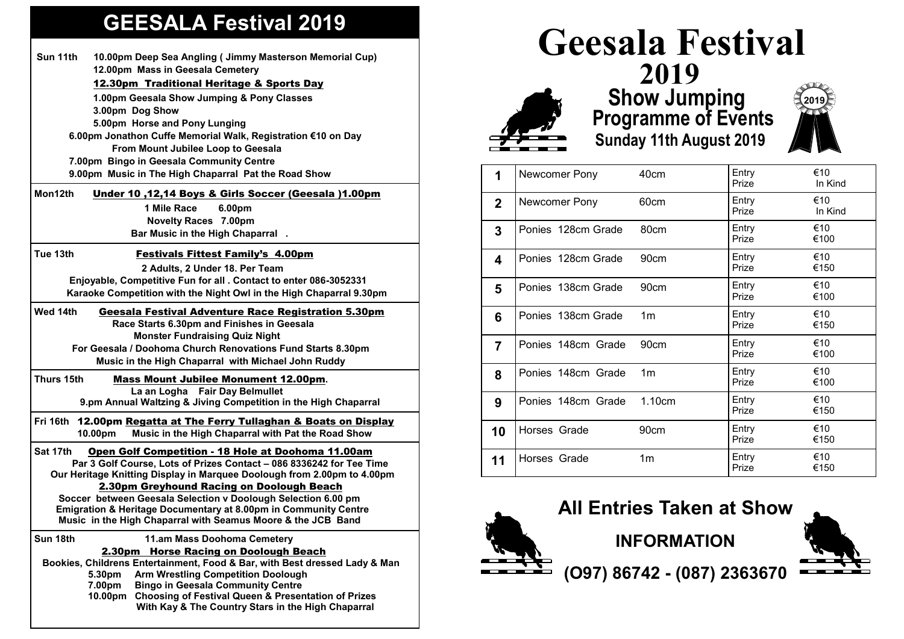# GEESALA Festival 2019

**Sun 11th** 10.00pm Deep Sea Angling ( Jimmy Masterson Memorial Cup)
12.00pm Mass in Geesala Cemetery
**12.30pm Traditional Heritage & Sports Day**
1.00pm Geesala Show Jumping & Pony Classes
3.00pm Dog Show
5.00pm Horse and Pony Lunging
6.00pm Jonathon Cuffe Memorial Walk, Registration €10 on Day
From Mount Jubilee Loop to Geesala
7.00pm Bingo in Geesala Community Centre
9.00pm Music in The High Chaparral Pat the Road Show

**Mon12th** **Under 10 ,12,14 Boys & Girls Soccer (Geesala )1.00pm**
1 Mile Race 6.00pm
Novelty Races 7.00pm
Bar Music in the High Chaparral .

**Tue 13th** **Festivals Fittest Family's 4.00pm**
2 Adults, 2 Under 18. Per Team
Enjoyable, Competitive Fun for all . Contact to enter 086-3052331
Karaoke Competition with the Night Owl in the High Chaparral 9.30pm

**Wed 14th** **Geesala Festival Adventure Race Registration 5.30pm**
Race Starts 6.30pm and Finishes in Geesala
Monster Fundraising Quiz Night
For Geesala / Doohoma Church Renovations Fund Starts 8.30pm
Music in the High Chaparral with Michael John Ruddy

**Thurs 15th** **Mass Mount Jubilee Monument 12.00pm**.
La an Logha Fair Day Belmullet
9.pm Annual Waltzing & Jiving Competition in the High Chaparral

**Fri 16th** **12.00pm Regatta at The Ferry Tullaghan & Boats on Display**
10.00pm Music in the High Chaparral with Pat the Road Show

**Sat 17th** **Open Golf Competition - 18 Hole at Doohoma 11.00am**
Par 3 Golf Course, Lots of Prizes Contact – 086 8336242 for Tee Time
Our Heritage Knitting Display in Marquee Doolough from 2.00pm to 4.00pm
**2.30pm Greyhound Racing on Doolough Beach**
Soccer between Geesala Selection v Doolough Selection 6.00 pm
Emigration & Heritage Documentary at 8.00pm in Community Centre
Music in the High Chaparral with Seamus Moore & the JCB Band

**Sun 18th** 11.am Mass Doohoma Cemetery
**2.30pm Horse Racing on Doolough Beach**
Bookies, Childrens Entertainment, Food & Bar, with Best dressed Lady & Man
5.30pm Arm Wrestling Competition Doolough
7.00pm Bingo in Geesala Community Centre
10.00pm Choosing of Festival Queen & Presentation of Prizes
With Kay & The Country Stars in the High Chaparral

# Geesala Festival 2019

## Show Jumping Programme of Events

### Sunday 11th August 2019

| | Class | Height | | |
|---|---|---|---|---|
| 1 | Newcomer Pony | 40cm | Entry<br>Prize | €10<br>In Kind |
| 2 | Newcomer Pony | 60cm | Entry<br>Prize | €10<br>In Kind |
| 3 | Ponies 128cm Grade | 80cm | Entry<br>Prize | €10<br>€100 |
| 4 | Ponies 128cm Grade | 90cm | Entry<br>Prize | €10<br>€150 |
| 5 | Ponies 138cm Grade | 90cm | Entry<br>Prize | €10<br>€100 |
| 6 | Ponies 138cm Grade | 1m | Entry<br>Prize | €10<br>€150 |
| 7 | Ponies 148cm Grade | 90cm | Entry<br>Prize | €10<br>€100 |
| 8 | Ponies 148cm Grade | 1m | Entry<br>Prize | €10<br>€100 |
| 9 | Ponies 148cm Grade | 1.10cm | Entry<br>Prize | €10<br>€150 |
| 10 | Horses Grade | 90cm | Entry<br>Prize | €10<br>€150 |
| 11 | Horses Grade | 1m | Entry<br>Prize | €10<br>€150 |

## All Entries Taken at Show

## INFORMATION

## (O97) 86742 - (087) 2363670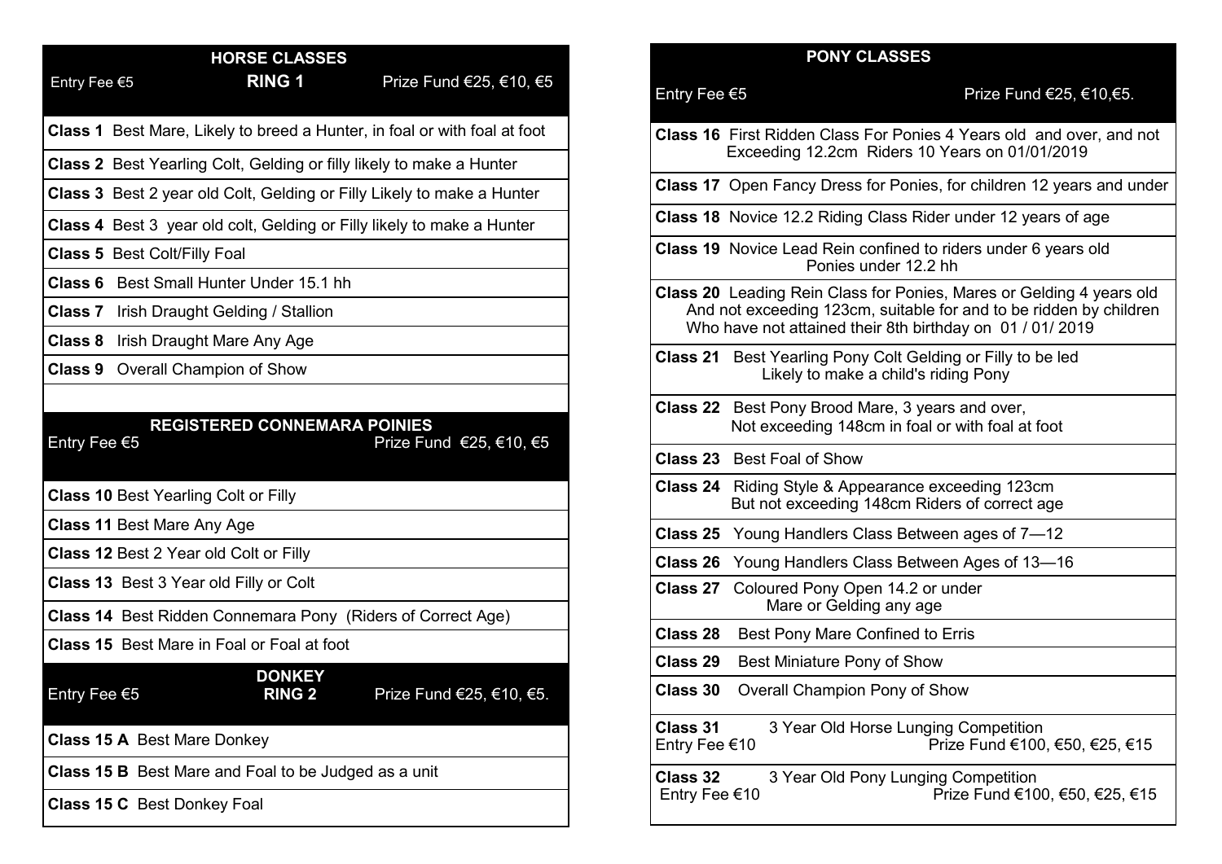## HORSE CLASSES

Entry Fee €5 **RING 1** Prize Fund €25, €10, €5

**Class 1** Best Mare, Likely to breed a Hunter, in foal or with foal at foot

**Class 2** Best Yearling Colt, Gelding or filly likely to make a Hunter

**Class 3** Best 2 year old Colt, Gelding or Filly Likely to make a Hunter

**Class 4** Best 3 year old colt, Gelding or Filly likely to make a Hunter

**Class 5** Best Colt/Filly Foal

**Class 6** Best Small Hunter Under 15.1 hh

**Class 7** Irish Draught Gelding / Stallion

**Class 8** Irish Draught Mare Any Age

**Class 9** Overall Champion of Show

## REGISTERED CONNEMARA POINIES

Entry Fee €5 Prize Fund €25, €10, €5

**Class 10** Best Yearling Colt or Filly

**Class 11** Best Mare Any Age

**Class 12** Best 2 Year old Colt or Filly

**Class 13** Best 3 Year old Filly or Colt

**Class 14** Best Ridden Connemara Pony (Riders of Correct Age)

**Class 15** Best Mare in Foal or Foal at foot

## DONKEY

Entry Fee €5 **RING 2** Prize Fund €25, €10, €5.

**Class 15 A** Best Mare Donkey

**Class 15 B** Best Mare and Foal to be Judged as a unit

**Class 15 C** Best Donkey Foal

## PONY CLASSES

Entry Fee €5 Prize Fund €25, €10,€5.

**Class 16** First Ridden Class For Ponies 4 Years old and over, and not Exceeding 12.2cm Riders 10 Years on 01/01/2019

**Class 17** Open Fancy Dress for Ponies, for children 12 years and under

**Class 18** Novice 12.2 Riding Class Rider under 12 years of age

**Class 19** Novice Lead Rein confined to riders under 6 years old Ponies under 12.2 hh

**Class 20** Leading Rein Class for Ponies, Mares or Gelding 4 years old And not exceeding 123cm, suitable for and to be ridden by children Who have not attained their 8th birthday on 01 / 01/ 2019

**Class 21** Best Yearling Pony Colt Gelding or Filly to be led Likely to make a child's riding Pony

**Class 22** Best Pony Brood Mare, 3 years and over, Not exceeding 148cm in foal or with foal at foot

**Class 23** Best Foal of Show

**Class 24** Riding Style & Appearance exceeding 123cm But not exceeding 148cm Riders of correct age

**Class 25** Young Handlers Class Between ages of 7—12

**Class 26** Young Handlers Class Between Ages of 13—16

**Class 27** Coloured Pony Open 14.2 or under Mare or Gelding any age

**Class 28** Best Pony Mare Confined to Erris

**Class 29** Best Miniature Pony of Show

**Class 30** Overall Champion Pony of Show

**Class 31** 3 Year Old Horse Lunging Competition
Entry Fee €10 Prize Fund €100, €50, €25, €15

**Class 32** 3 Year Old Pony Lunging Competition
Entry Fee €10 Prize Fund €100, €50, €25, €15